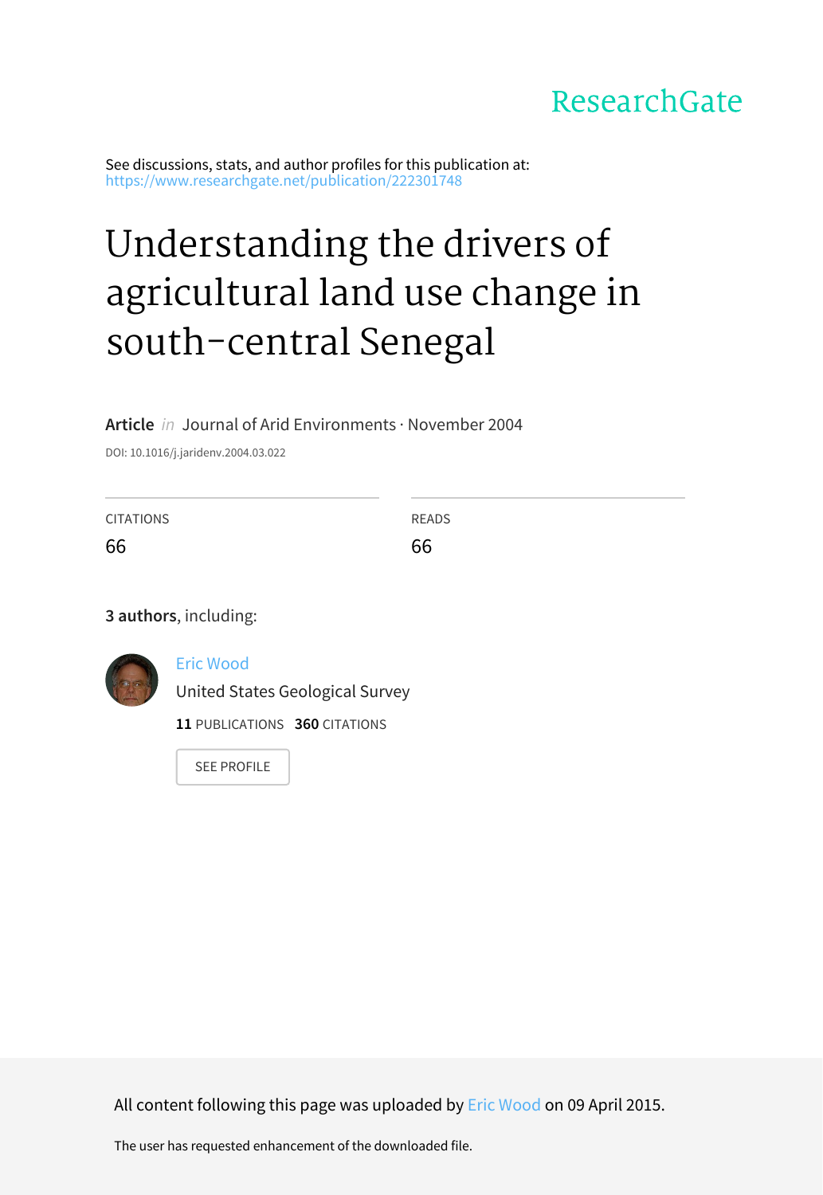ResearchGate

See discussions, stats, and author profiles for this publication at: https://www.researchgate.net/publication/222301748

# Understanding the drivers of agricultural land use change in south-central Senegal

**Article** *in* Journal of Arid Environments · November 2004

DOI: 10.1016/j.jaridenv.2004.03.022

| CITATIONS | READS |
| --- | --- |
| 66 | 66 |

**3 authors**, including:

Eric Wood
United States Geological Survey
**11** PUBLICATIONS **360** CITATIONS

SEE PROFILE

All content following this page was uploaded by Eric Wood on 09 April 2015.

The user has requested enhancement of the downloaded file.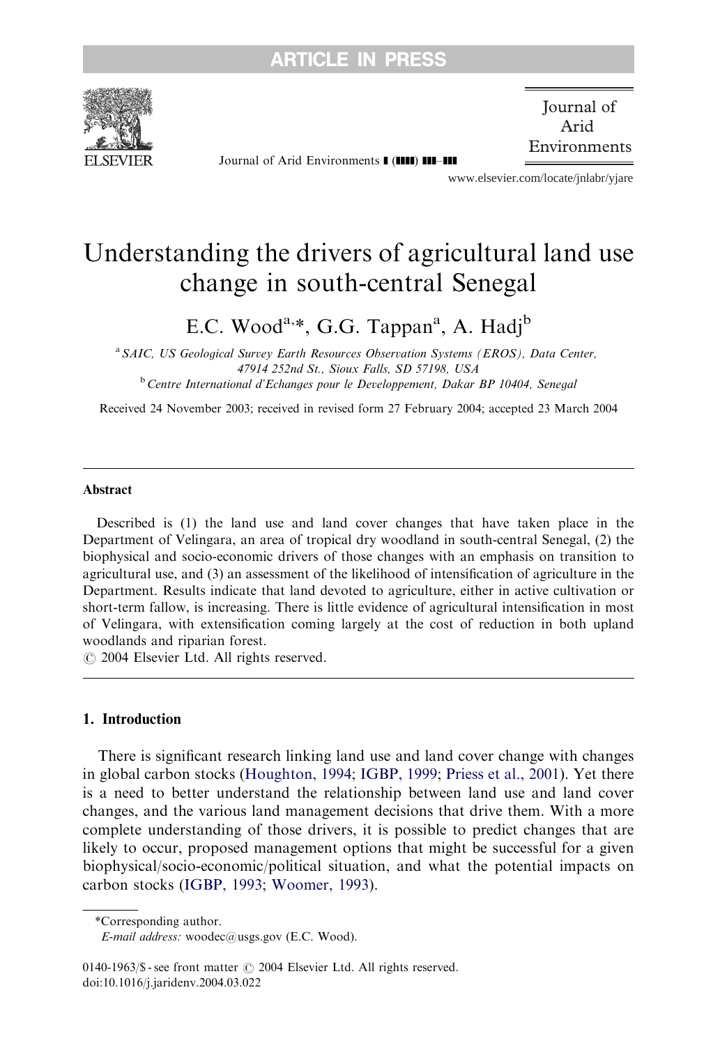# Understanding the drivers of agricultural land use change in south-central Senegal

E.C. Wood[a,*], G.G. Tappan[a], A. Hadj[b]

[a] *SAIC, US Geological Survey Earth Resources Observation Systems (EROS), Data Center, 47914 252nd St., Sioux Falls, SD 57198, USA*

[b] *Centre International d'Echanges pour le Developpement, Dakar BP 10404, Senegal*

Received 24 November 2003; received in revised form 27 February 2004; accepted 23 March 2004

## Abstract

Described is (1) the land use and land cover changes that have taken place in the Department of Velingara, an area of tropical dry woodland in south-central Senegal, (2) the biophysical and socio-economic drivers of those changes with an emphasis on transition to agricultural use, and (3) an assessment of the likelihood of intensification of agriculture in the Department. Results indicate that land devoted to agriculture, either in active cultivation or short-term fallow, is increasing. There is little evidence of agricultural intensification in most of Velingara, with extensification coming largely at the cost of reduction in both upland woodlands and riparian forest.

© 2004 Elsevier Ltd. All rights reserved.

## 1. Introduction

There is significant research linking land use and land cover change with changes in global carbon stocks (Houghton, 1994; IGBP, 1999; Priess et al., 2001). Yet there is a need to better understand the relationship between land use and land cover changes, and the various land management decisions that drive them. With a more complete understanding of those drivers, it is possible to predict changes that are likely to occur, proposed management options that might be successful for a given biophysical/socio-economic/political situation, and what the potential impacts on carbon stocks (IGBP, 1993; Woomer, 1993).

*Corresponding author.

*E-mail address:* woodec@usgs.gov (E.C. Wood).

0140-1963/$ - see front matter © 2004 Elsevier Ltd. All rights reserved.
doi:10.1016/j.jaridenv.2004.03.022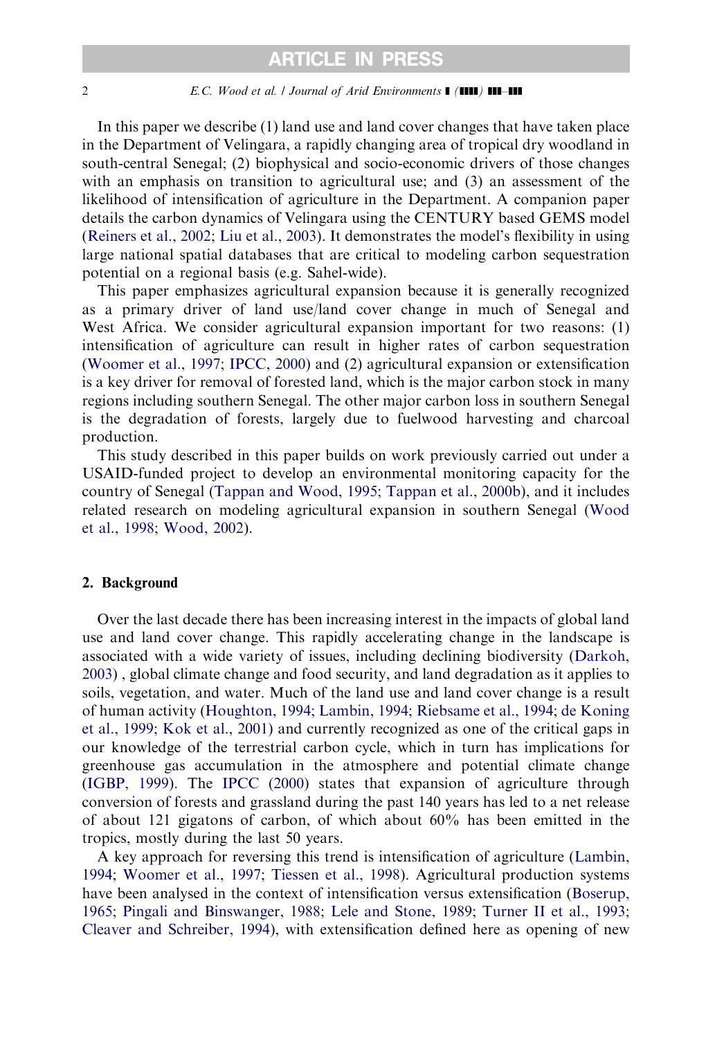In this paper we describe (1) land use and land cover changes that have taken place in the Department of Velingara, a rapidly changing area of tropical dry woodland in south-central Senegal; (2) biophysical and socio-economic drivers of those changes with an emphasis on transition to agricultural use; and (3) an assessment of the likelihood of intensification of agriculture in the Department. A companion paper details the carbon dynamics of Velingara using the CENTURY based GEMS model (Reiners et al., 2002; Liu et al., 2003). It demonstrates the model's flexibility in using large national spatial databases that are critical to modeling carbon sequestration potential on a regional basis (e.g. Sahel-wide).

This paper emphasizes agricultural expansion because it is generally recognized as a primary driver of land use/land cover change in much of Senegal and West Africa. We consider agricultural expansion important for two reasons: (1) intensification of agriculture can result in higher rates of carbon sequestration (Woomer et al., 1997; IPCC, 2000) and (2) agricultural expansion or extensification is a key driver for removal of forested land, which is the major carbon stock in many regions including southern Senegal. The other major carbon loss in southern Senegal is the degradation of forests, largely due to fuelwood harvesting and charcoal production.

This study described in this paper builds on work previously carried out under a USAID-funded project to develop an environmental monitoring capacity for the country of Senegal (Tappan and Wood, 1995; Tappan et al., 2000b), and it includes related research on modeling agricultural expansion in southern Senegal (Wood et al., 1998; Wood, 2002).

## 2. Background

Over the last decade there has been increasing interest in the impacts of global land use and land cover change. This rapidly accelerating change in the landscape is associated with a wide variety of issues, including declining biodiversity (Darkoh, 2003) , global climate change and food security, and land degradation as it applies to soils, vegetation, and water. Much of the land use and land cover change is a result of human activity (Houghton, 1994; Lambin, 1994; Riebsame et al., 1994; de Koning et al., 1999; Kok et al., 2001) and currently recognized as one of the critical gaps in our knowledge of the terrestrial carbon cycle, which in turn has implications for greenhouse gas accumulation in the atmosphere and potential climate change (IGBP, 1999). The IPCC (2000) states that expansion of agriculture through conversion of forests and grassland during the past 140 years has led to a net release of about 121 gigatons of carbon, of which about 60% has been emitted in the tropics, mostly during the last 50 years.

A key approach for reversing this trend is intensification of agriculture (Lambin, 1994; Woomer et al., 1997; Tiessen et al., 1998). Agricultural production systems have been analysed in the context of intensification versus extensification (Boserup, 1965; Pingali and Binswanger, 1988; Lele and Stone, 1989; Turner II et al., 1993; Cleaver and Schreiber, 1994), with extensification defined here as opening of new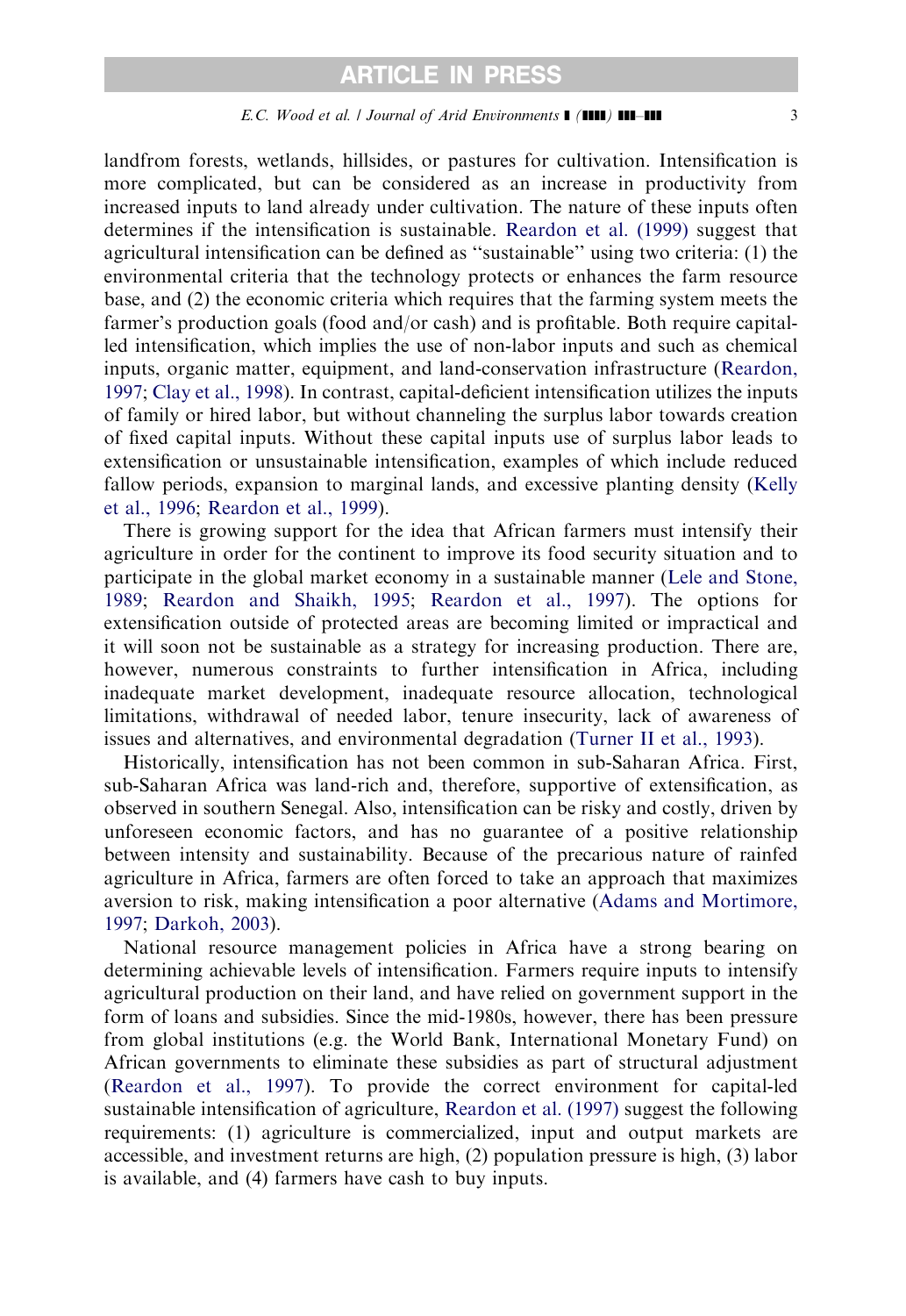landfrom forests, wetlands, hillsides, or pastures for cultivation. Intensification is more complicated, but can be considered as an increase in productivity from increased inputs to land already under cultivation. The nature of these inputs often determines if the intensification is sustainable. Reardon et al. (1999) suggest that agricultural intensification can be defined as ''sustainable'' using two criteria: (1) the environmental criteria that the technology protects or enhances the farm resource base, and (2) the economic criteria which requires that the farming system meets the farmer's production goals (food and/or cash) and is profitable. Both require capital-led intensification, which implies the use of non-labor inputs and such as chemical inputs, organic matter, equipment, and land-conservation infrastructure (Reardon, 1997; Clay et al., 1998). In contrast, capital-deficient intensification utilizes the inputs of family or hired labor, but without channeling the surplus labor towards creation of fixed capital inputs. Without these capital inputs use of surplus labor leads to extensification or unsustainable intensification, examples of which include reduced fallow periods, expansion to marginal lands, and excessive planting density (Kelly et al., 1996; Reardon et al., 1999).

There is growing support for the idea that African farmers must intensify their agriculture in order for the continent to improve its food security situation and to participate in the global market economy in a sustainable manner (Lele and Stone, 1989; Reardon and Shaikh, 1995; Reardon et al., 1997). The options for extensification outside of protected areas are becoming limited or impractical and it will soon not be sustainable as a strategy for increasing production. There are, however, numerous constraints to further intensification in Africa, including inadequate market development, inadequate resource allocation, technological limitations, withdrawal of needed labor, tenure insecurity, lack of awareness of issues and alternatives, and environmental degradation (Turner II et al., 1993).

Historically, intensification has not been common in sub-Saharan Africa. First, sub-Saharan Africa was land-rich and, therefore, supportive of extensification, as observed in southern Senegal. Also, intensification can be risky and costly, driven by unforeseen economic factors, and has no guarantee of a positive relationship between intensity and sustainability. Because of the precarious nature of rainfed agriculture in Africa, farmers are often forced to take an approach that maximizes aversion to risk, making intensification a poor alternative (Adams and Mortimore, 1997; Darkoh, 2003).

National resource management policies in Africa have a strong bearing on determining achievable levels of intensification. Farmers require inputs to intensify agricultural production on their land, and have relied on government support in the form of loans and subsidies. Since the mid-1980s, however, there has been pressure from global institutions (e.g. the World Bank, International Monetary Fund) on African governments to eliminate these subsidies as part of structural adjustment (Reardon et al., 1997). To provide the correct environment for capital-led sustainable intensification of agriculture, Reardon et al. (1997) suggest the following requirements: (1) agriculture is commercialized, input and output markets are accessible, and investment returns are high, (2) population pressure is high, (3) labor is available, and (4) farmers have cash to buy inputs.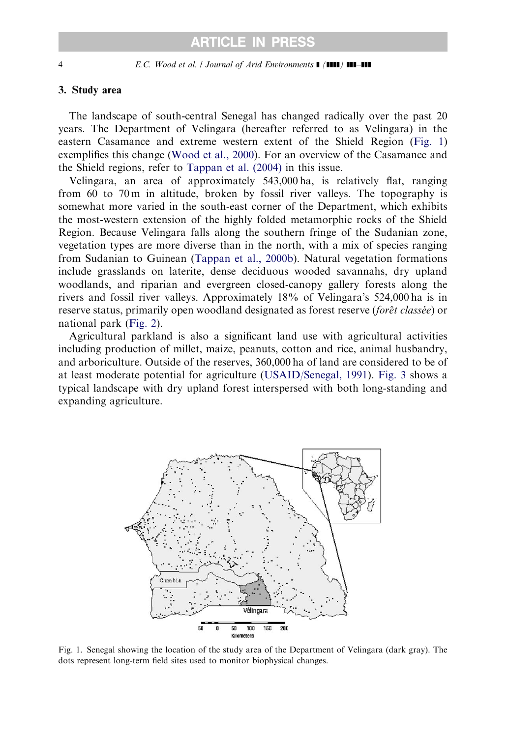## 3. Study area

The landscape of south-central Senegal has changed radically over the past 20 years. The Department of Velingara (hereafter referred to as Velingara) in the eastern Casamance and extreme western extent of the Shield Region (Fig. 1) exemplifies this change (Wood et al., 2000). For an overview of the Casamance and the Shield regions, refer to Tappan et al. (2004) in this issue.

Velingara, an area of approximately 543,000 ha, is relatively flat, ranging from 60 to 70 m in altitude, broken by fossil river valleys. The topography is somewhat more varied in the south-east corner of the Department, which exhibits the most-western extension of the highly folded metamorphic rocks of the Shield Region. Because Velingara falls along the southern fringe of the Sudanian zone, vegetation types are more diverse than in the north, with a mix of species ranging from Sudanian to Guinean (Tappan et al., 2000b). Natural vegetation formations include grasslands on laterite, dense deciduous wooded savannahs, dry upland woodlands, and riparian and evergreen closed-canopy gallery forests along the rivers and fossil river valleys. Approximately 18% of Velingara's 524,000 ha is in reserve status, primarily open woodland designated as forest reserve (*forêt classée*) or national park (Fig. 2).

Agricultural parkland is also a significant land use with agricultural activities including production of millet, maize, peanuts, cotton and rice, animal husbandry, and arboriculture. Outside of the reserves, 360,000 ha of land are considered to be of at least moderate potential for agriculture (USAID/Senegal, 1991). Fig. 3 shows a typical landscape with dry upland forest interspersed with both long-standing and expanding agriculture.

Fig. 1. Senegal showing the location of the study area of the Department of Velingara (dark gray). The dots represent long-term field sites used to monitor biophysical changes.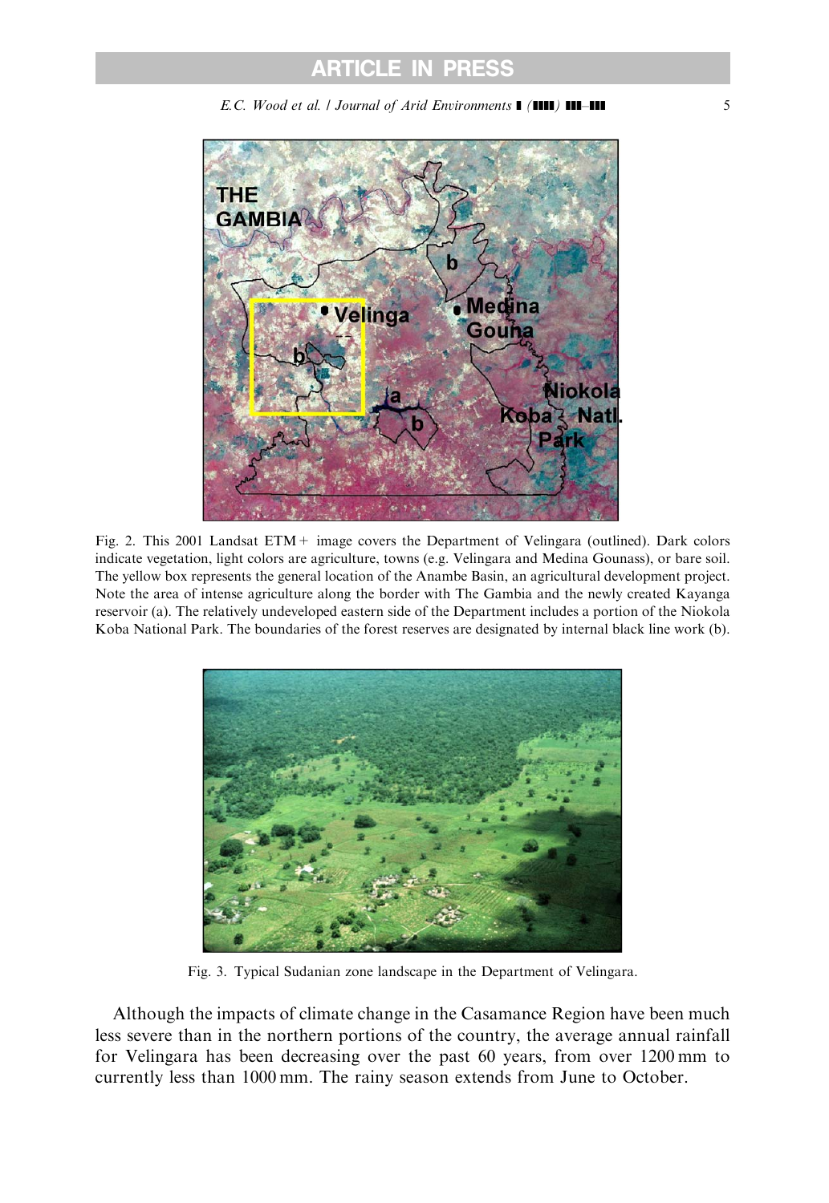Fig. 2. This 2001 Landsat ETM+ image covers the Department of Velingara (outlined). Dark colors indicate vegetation, light colors are agriculture, towns (e.g. Velingara and Medina Gounass), or bare soil. The yellow box represents the general location of the Anambe Basin, an agricultural development project. Note the area of intense agriculture along the border with The Gambia and the newly created Kayanga reservoir (a). The relatively undeveloped eastern side of the Department includes a portion of the Niokola Koba National Park. The boundaries of the forest reserves are designated by internal black line work (b).

Fig. 3. Typical Sudanian zone landscape in the Department of Velingara.

Although the impacts of climate change in the Casamance Region have been much less severe than in the northern portions of the country, the average annual rainfall for Velingara has been decreasing over the past 60 years, from over 1200 mm to currently less than 1000 mm. The rainy season extends from June to October.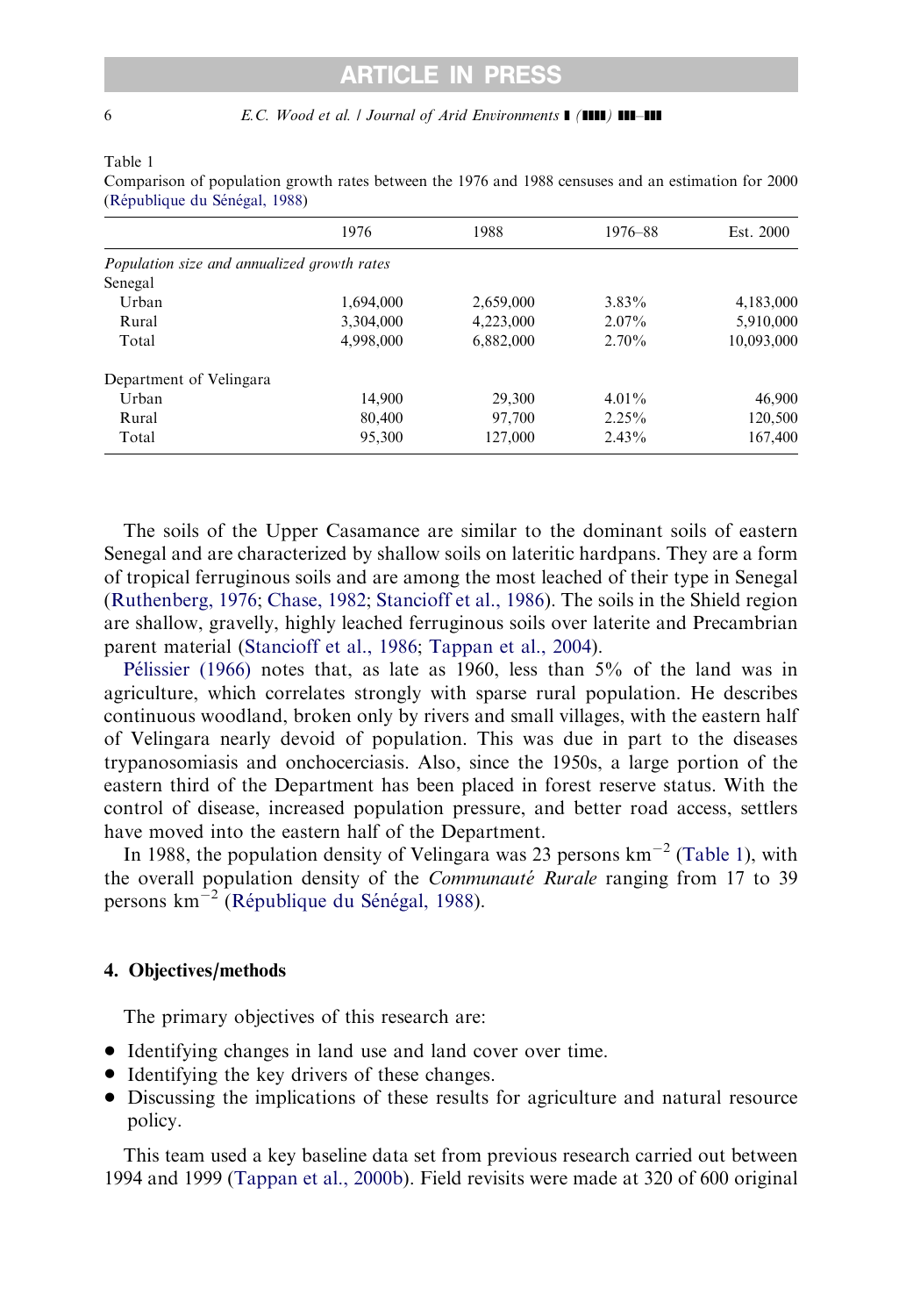Table 1

Comparison of population growth rates between the 1976 and 1988 censuses and an estimation for 2000 (République du Sénégal, 1988)

| | 1976 | 1988 | 1976–88 | Est. 2000 |
|---|---|---|---|---|
| *Population size and annualized growth rates* | | | | |
| Senegal | | | | |
| Urban | 1,694,000 | 2,659,000 | 3.83% | 4,183,000 |
| Rural | 3,304,000 | 4,223,000 | 2.07% | 5,910,000 |
| Total | 4,998,000 | 6,882,000 | 2.70% | 10,093,000 |
| Department of Velingara | | | | |
| Urban | 14,900 | 29,300 | 4.01% | 46,900 |
| Rural | 80,400 | 97,700 | 2.25% | 120,500 |
| Total | 95,300 | 127,000 | 2.43% | 167,400 |

The soils of the Upper Casamance are similar to the dominant soils of eastern Senegal and are characterized by shallow soils on lateritic hardpans. They are a form of tropical ferruginous soils and are among the most leached of their type in Senegal (Ruthenberg, 1976; Chase, 1982; Stancioff et al., 1986). The soils in the Shield region are shallow, gravelly, highly leached ferruginous soils over laterite and Precambrian parent material (Stancioff et al., 1986; Tappan et al., 2004).

Pélissier (1966) notes that, as late as 1960, less than 5% of the land was in agriculture, which correlates strongly with sparse rural population. He describes continuous woodland, broken only by rivers and small villages, with the eastern half of Velingara nearly devoid of population. This was due in part to the diseases trypanosomiasis and onchocerciasis. Also, since the 1950s, a large portion of the eastern third of the Department has been placed in forest reserve status. With the control of disease, increased population pressure, and better road access, settlers have moved into the eastern half of the Department.

In 1988, the population density of Velingara was 23 persons km$^{-2}$ (Table 1), with the overall population density of the *Communauté Rurale* ranging from 17 to 39 persons km$^{-2}$ (République du Sénégal, 1988).

## 4. Objectives/methods

The primary objectives of this research are:

- Identifying changes in land use and land cover over time.
- Identifying the key drivers of these changes.
- Discussing the implications of these results for agriculture and natural resource policy.

This team used a key baseline data set from previous research carried out between 1994 and 1999 (Tappan et al., 2000b). Field revisits were made at 320 of 600 original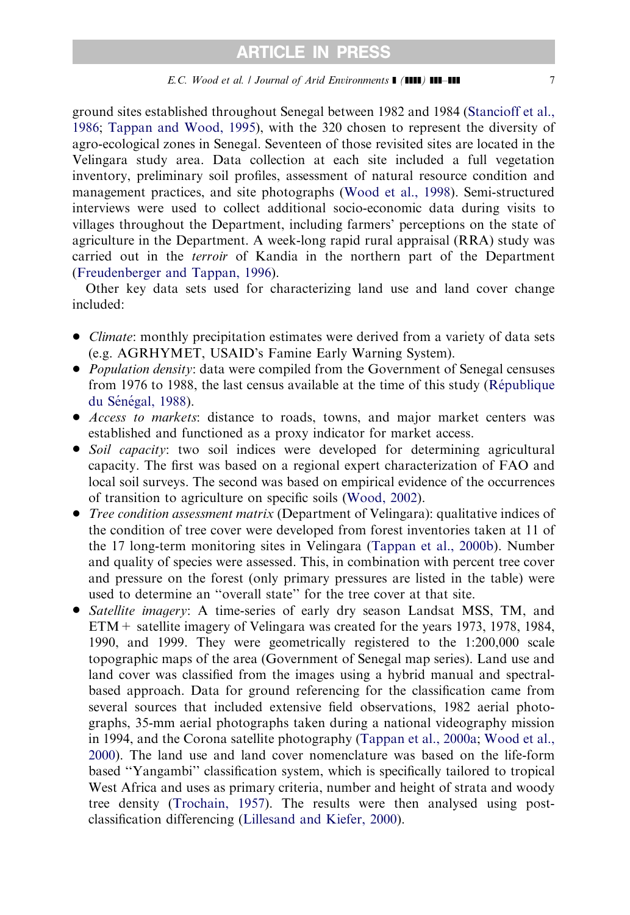ground sites established throughout Senegal between 1982 and 1984 (Stancioff et al., 1986; Tappan and Wood, 1995), with the 320 chosen to represent the diversity of agro-ecological zones in Senegal. Seventeen of those revisited sites are located in the Velingara study area. Data collection at each site included a full vegetation inventory, preliminary soil profiles, assessment of natural resource condition and management practices, and site photographs (Wood et al., 1998). Semi-structured interviews were used to collect additional socio-economic data during visits to villages throughout the Department, including farmers' perceptions on the state of agriculture in the Department. A week-long rapid rural appraisal (RRA) study was carried out in the *terroir* of Kandia in the northern part of the Department (Freudenberger and Tappan, 1996).

Other key data sets used for characterizing land use and land cover change included:

- *Climate*: monthly precipitation estimates were derived from a variety of data sets (e.g. AGRHYMET, USAID's Famine Early Warning System).
- *Population density*: data were compiled from the Government of Senegal censuses from 1976 to 1988, the last census available at the time of this study (République du Sénégal, 1988).
- *Access to markets*: distance to roads, towns, and major market centers was established and functioned as a proxy indicator for market access.
- *Soil capacity*: two soil indices were developed for determining agricultural capacity. The first was based on a regional expert characterization of FAO and local soil surveys. The second was based on empirical evidence of the occurrences of transition to agriculture on specific soils (Wood, 2002).
- *Tree condition assessment matrix* (Department of Velingara): qualitative indices of the condition of tree cover were developed from forest inventories taken at 11 of the 17 long-term monitoring sites in Velingara (Tappan et al., 2000b). Number and quality of species were assessed. This, in combination with percent tree cover and pressure on the forest (only primary pressures are listed in the table) were used to determine an "overall state" for the tree cover at that site.
- *Satellite imagery*: A time-series of early dry season Landsat MSS, TM, and ETM+ satellite imagery of Velingara was created for the years 1973, 1978, 1984, 1990, and 1999. They were geometrically registered to the 1:200,000 scale topographic maps of the area (Government of Senegal map series). Land use and land cover was classified from the images using a hybrid manual and spectral-based approach. Data for ground referencing for the classification came from several sources that included extensive field observations, 1982 aerial photographs, 35-mm aerial photographs taken during a national videography mission in 1994, and the Corona satellite photography (Tappan et al., 2000a; Wood et al., 2000). The land use and land cover nomenclature was based on the life-form based "Yangambi" classification system, which is specifically tailored to tropical West Africa and uses as primary criteria, number and height of strata and woody tree density (Trochain, 1957). The results were then analysed using post-classification differencing (Lillesand and Kiefer, 2000).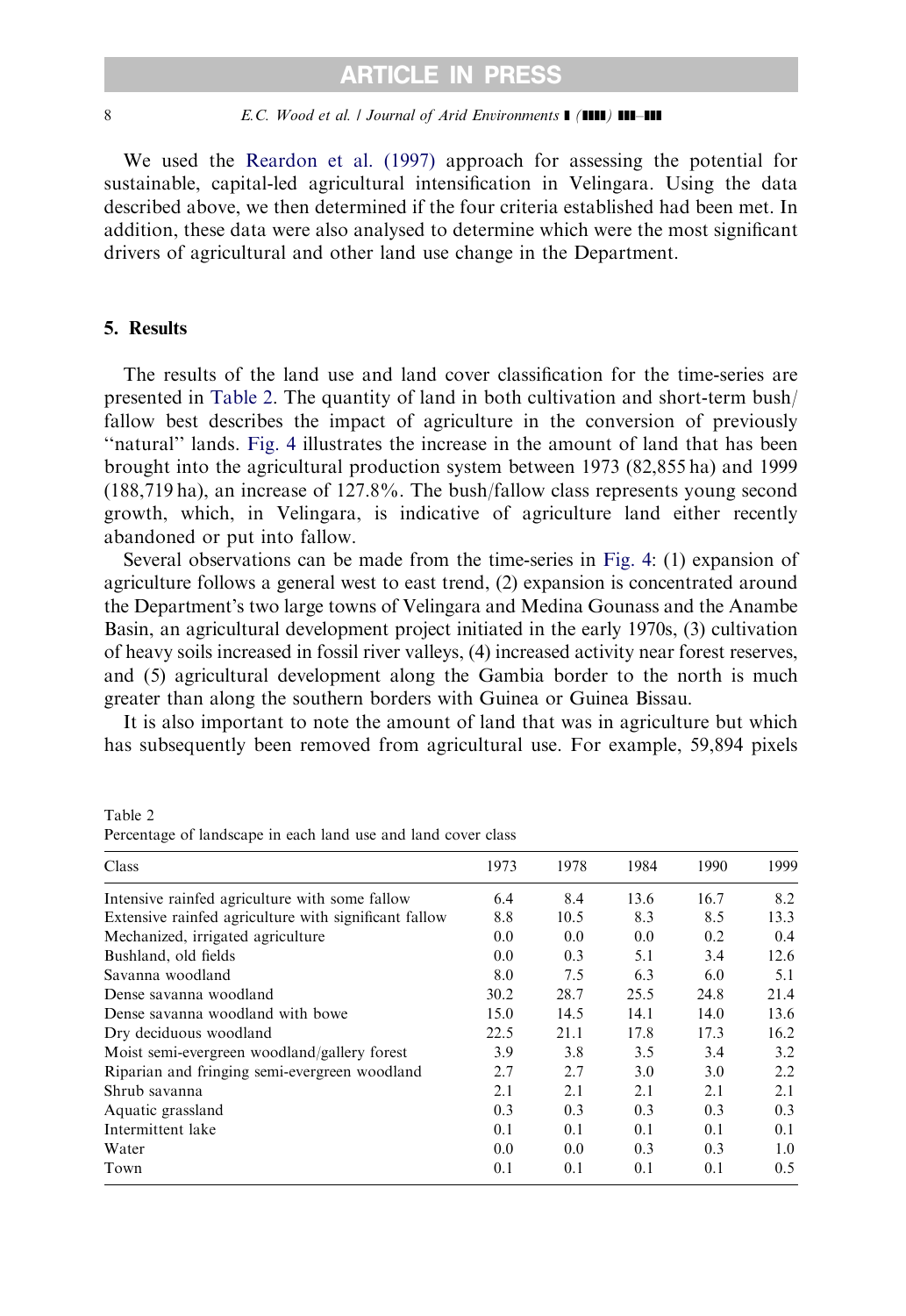We used the Reardon et al. (1997) approach for assessing the potential for sustainable, capital-led agricultural intensification in Velingara. Using the data described above, we then determined if the four criteria established had been met. In addition, these data were also analysed to determine which were the most significant drivers of agricultural and other land use change in the Department.

## 5. Results

The results of the land use and land cover classification for the time-series are presented in Table 2. The quantity of land in both cultivation and short-term bush/fallow best describes the impact of agriculture in the conversion of previously "natural" lands. Fig. 4 illustrates the increase in the amount of land that has been brought into the agricultural production system between 1973 (82,855 ha) and 1999 (188,719 ha), an increase of 127.8%. The bush/fallow class represents young second growth, which, in Velingara, is indicative of agriculture land either recently abandoned or put into fallow.

Several observations can be made from the time-series in Fig. 4: (1) expansion of agriculture follows a general west to east trend, (2) expansion is concentrated around the Department's two large towns of Velingara and Medina Gounass and the Anambe Basin, an agricultural development project initiated in the early 1970s, (3) cultivation of heavy soils increased in fossil river valleys, (4) increased activity near forest reserves, and (5) agricultural development along the Gambia border to the north is much greater than along the southern borders with Guinea or Guinea Bissau.

It is also important to note the amount of land that was in agriculture but which has subsequently been removed from agricultural use. For example, 59,894 pixels

Table 2
Percentage of landscape in each land use and land cover class

| Class | 1973 | 1978 | 1984 | 1990 | 1999 |
|---|---|---|---|---|---|
| Intensive rainfed agriculture with some fallow | 6.4 | 8.4 | 13.6 | 16.7 | 8.2 |
| Extensive rainfed agriculture with significant fallow | 8.8 | 10.5 | 8.3 | 8.5 | 13.3 |
| Mechanized, irrigated agriculture | 0.0 | 0.0 | 0.0 | 0.2 | 0.4 |
| Bushland, old fields | 0.0 | 0.3 | 5.1 | 3.4 | 12.6 |
| Savanna woodland | 8.0 | 7.5 | 6.3 | 6.0 | 5.1 |
| Dense savanna woodland | 30.2 | 28.7 | 25.5 | 24.8 | 21.4 |
| Dense savanna woodland with bowe | 15.0 | 14.5 | 14.1 | 14.0 | 13.6 |
| Dry deciduous woodland | 22.5 | 21.1 | 17.8 | 17.3 | 16.2 |
| Moist semi-evergreen woodland/gallery forest | 3.9 | 3.8 | 3.5 | 3.4 | 3.2 |
| Riparian and fringing semi-evergreen woodland | 2.7 | 2.7 | 3.0 | 3.0 | 2.2 |
| Shrub savanna | 2.1 | 2.1 | 2.1 | 2.1 | 2.1 |
| Aquatic grassland | 0.3 | 0.3 | 0.3 | 0.3 | 0.3 |
| Intermittent lake | 0.1 | 0.1 | 0.1 | 0.1 | 0.1 |
| Water | 0.0 | 0.0 | 0.3 | 0.3 | 1.0 |
| Town | 0.1 | 0.1 | 0.1 | 0.1 | 0.5 |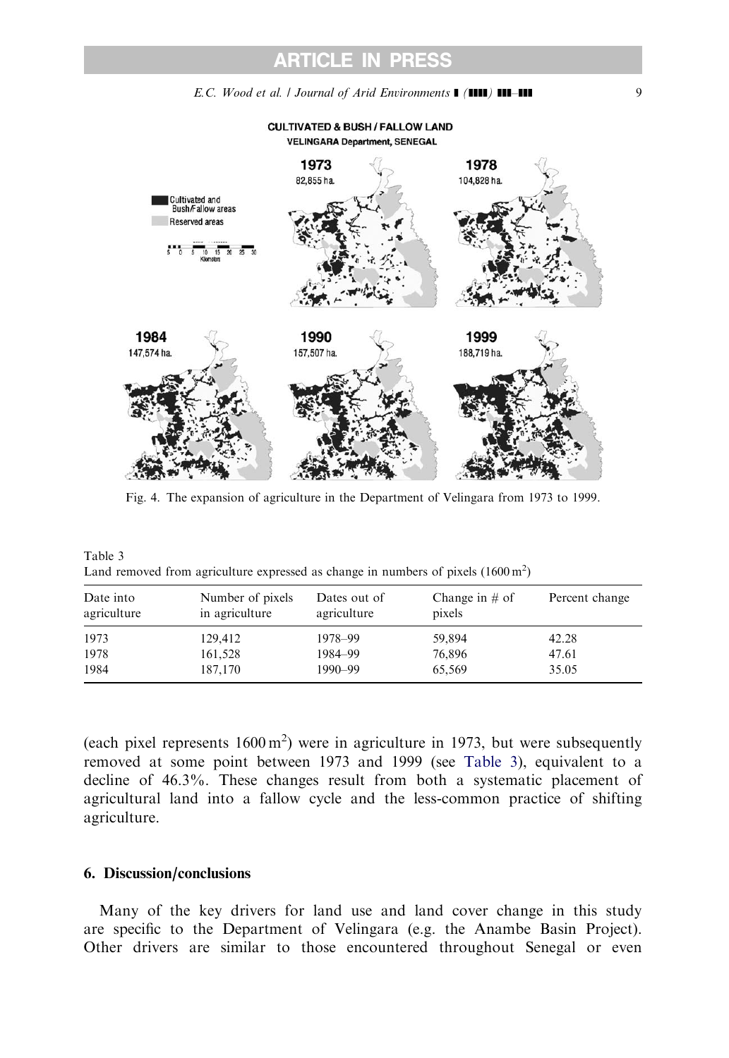Fig. 4. The expansion of agriculture in the Department of Velingara from 1973 to 1999.

Table 3
Land removed from agriculture expressed as change in numbers of pixels ($1600\,m^2$)

| Date into agriculture | Number of pixels in agriculture | Dates out of agriculture | Change in # of pixels | Percent change |
|---|---|---|---|---|
| 1973 | 129,412 | 1978–99 | 59,894 | 42.28 |
| 1978 | 161,528 | 1984–99 | 76,896 | 47.61 |
| 1984 | 187,170 | 1990–99 | 65,569 | 35.05 |

(each pixel represents $1600\,m^2$) were in agriculture in 1973, but were subsequently removed at some point between 1973 and 1999 (see Table 3), equivalent to a decline of 46.3%. These changes result from both a systematic placement of agricultural land into a fallow cycle and the less-common practice of shifting agriculture.

## 6. Discussion/conclusions

Many of the key drivers for land use and land cover change in this study are specific to the Department of Velingara (e.g. the Anambe Basin Project). Other drivers are similar to those encountered throughout Senegal or even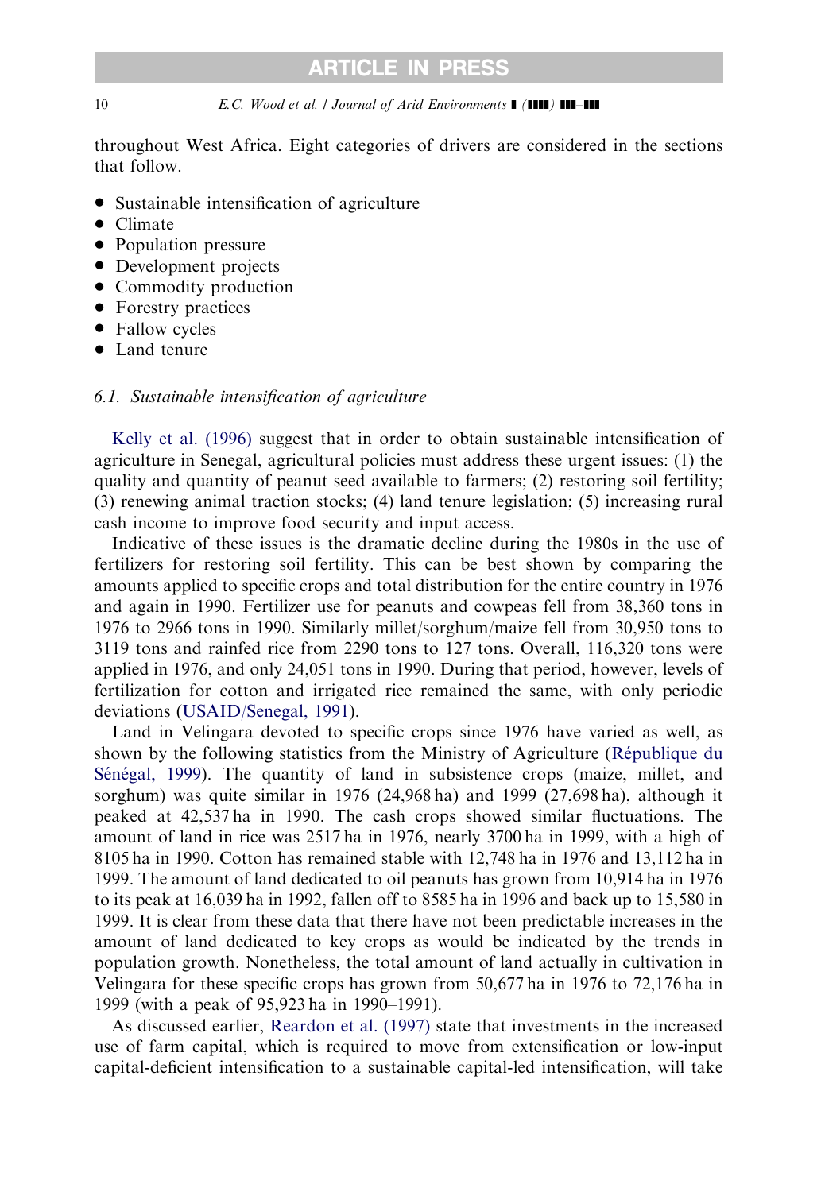throughout West Africa. Eight categories of drivers are considered in the sections that follow.

- Sustainable intensification of agriculture
- Climate
- Population pressure
- Development projects
- Commodity production
- Forestry practices
- Fallow cycles
- Land tenure

### 6.1. *Sustainable intensification of agriculture*

Kelly et al. (1996) suggest that in order to obtain sustainable intensification of agriculture in Senegal, agricultural policies must address these urgent issues: (1) the quality and quantity of peanut seed available to farmers; (2) restoring soil fertility; (3) renewing animal traction stocks; (4) land tenure legislation; (5) increasing rural cash income to improve food security and input access.

Indicative of these issues is the dramatic decline during the 1980s in the use of fertilizers for restoring soil fertility. This can be best shown by comparing the amounts applied to specific crops and total distribution for the entire country in 1976 and again in 1990. Fertilizer use for peanuts and cowpeas fell from 38,360 tons in 1976 to 2966 tons in 1990. Similarly millet/sorghum/maize fell from 30,950 tons to 3119 tons and rainfed rice from 2290 tons to 127 tons. Overall, 116,320 tons were applied in 1976, and only 24,051 tons in 1990. During that period, however, levels of fertilization for cotton and irrigated rice remained the same, with only periodic deviations (USAID/Senegal, 1991).

Land in Velingara devoted to specific crops since 1976 have varied as well, as shown by the following statistics from the Ministry of Agriculture (République du Sénégal, 1999). The quantity of land in subsistence crops (maize, millet, and sorghum) was quite similar in 1976 (24,968 ha) and 1999 (27,698 ha), although it peaked at 42,537 ha in 1990. The cash crops showed similar fluctuations. The amount of land in rice was 2517 ha in 1976, nearly 3700 ha in 1999, with a high of 8105 ha in 1990. Cotton has remained stable with 12,748 ha in 1976 and 13,112 ha in 1999. The amount of land dedicated to oil peanuts has grown from 10,914 ha in 1976 to its peak at 16,039 ha in 1992, fallen off to 8585 ha in 1996 and back up to 15,580 in 1999. It is clear from these data that there have not been predictable increases in the amount of land dedicated to key crops as would be indicated by the trends in population growth. Nonetheless, the total amount of land actually in cultivation in Velingara for these specific crops has grown from 50,677 ha in 1976 to 72,176 ha in 1999 (with a peak of 95,923 ha in 1990–1991).

As discussed earlier, Reardon et al. (1997) state that investments in the increased use of farm capital, which is required to move from extensification or low-input capital-deficient intensification to a sustainable capital-led intensification, will take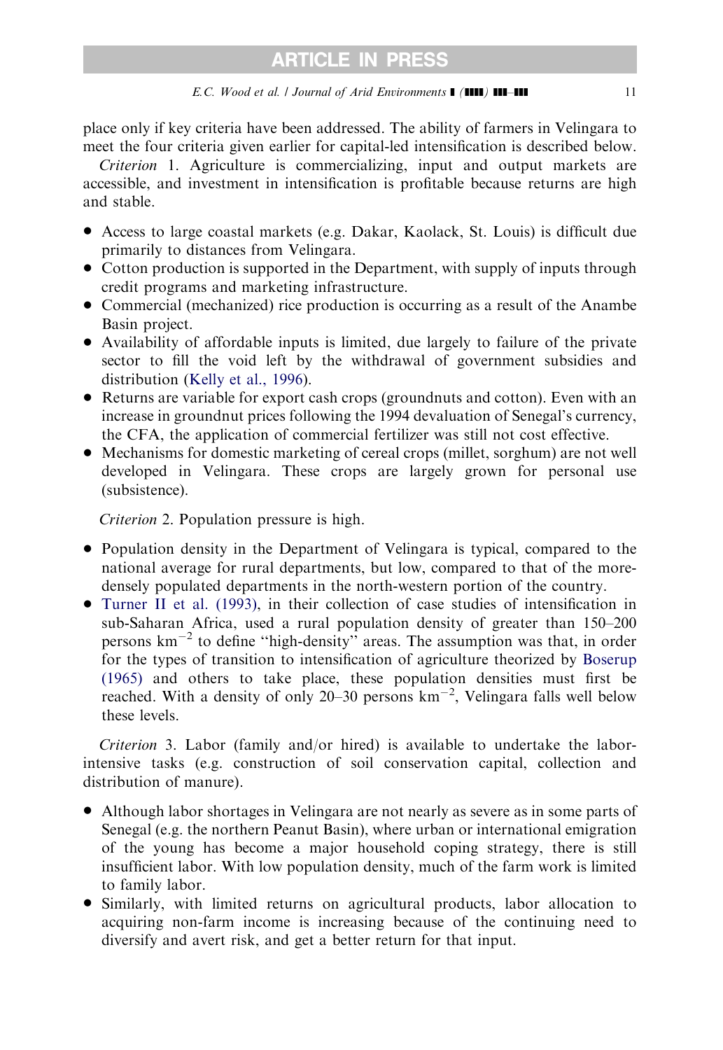place only if key criteria have been addressed. The ability of farmers in Velingara to meet the four criteria given earlier for capital-led intensification is described below.

*Criterion* 1. Agriculture is commercializing, input and output markets are accessible, and investment in intensification is profitable because returns are high and stable.

- Access to large coastal markets (e.g. Dakar, Kaolack, St. Louis) is difficult due primarily to distances from Velingara.
- Cotton production is supported in the Department, with supply of inputs through credit programs and marketing infrastructure.
- Commercial (mechanized) rice production is occurring as a result of the Anambe Basin project.
- Availability of affordable inputs is limited, due largely to failure of the private sector to fill the void left by the withdrawal of government subsidies and distribution (Kelly et al., 1996).
- Returns are variable for export cash crops (groundnuts and cotton). Even with an increase in groundnut prices following the 1994 devaluation of Senegal's currency, the CFA, the application of commercial fertilizer was still not cost effective.
- Mechanisms for domestic marketing of cereal crops (millet, sorghum) are not well developed in Velingara. These crops are largely grown for personal use (subsistence).

*Criterion* 2. Population pressure is high.

- Population density in the Department of Velingara is typical, compared to the national average for rural departments, but low, compared to that of the more-densely populated departments in the north-western portion of the country.
- Turner II et al. (1993), in their collection of case studies of intensification in sub-Saharan Africa, used a rural population density of greater than 150–200 persons $km^{-2}$ to define "high-density" areas. The assumption was that, in order for the types of transition to intensification of agriculture theorized by Boserup (1965) and others to take place, these population densities must first be reached. With a density of only 20–30 persons $km^{-2}$, Velingara falls well below these levels.

*Criterion* 3. Labor (family and/or hired) is available to undertake the labor-intensive tasks (e.g. construction of soil conservation capital, collection and distribution of manure).

- Although labor shortages in Velingara are not nearly as severe as in some parts of Senegal (e.g. the northern Peanut Basin), where urban or international emigration of the young has become a major household coping strategy, there is still insufficient labor. With low population density, much of the farm work is limited to family labor.
- Similarly, with limited returns on agricultural products, labor allocation to acquiring non-farm income is increasing because of the continuing need to diversify and avert risk, and get a better return for that input.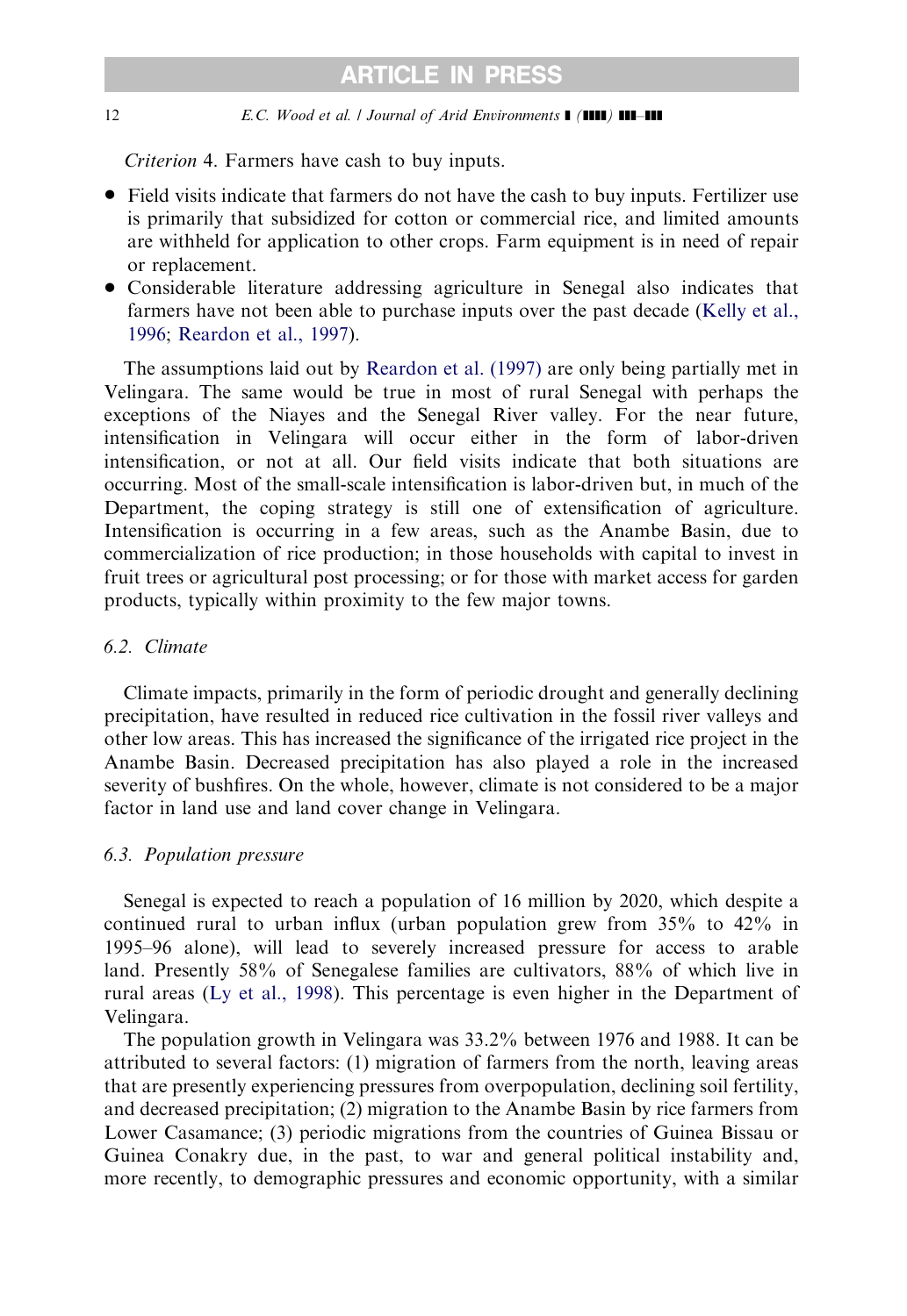*Criterion* 4. Farmers have cash to buy inputs.

- Field visits indicate that farmers do not have the cash to buy inputs. Fertilizer use is primarily that subsidized for cotton or commercial rice, and limited amounts are withheld for application to other crops. Farm equipment is in need of repair or replacement.
- Considerable literature addressing agriculture in Senegal also indicates that farmers have not been able to purchase inputs over the past decade (Kelly et al., 1996; Reardon et al., 1997).

The assumptions laid out by Reardon et al. (1997) are only being partially met in Velingara. The same would be true in most of rural Senegal with perhaps the exceptions of the Niayes and the Senegal River valley. For the near future, intensification in Velingara will occur either in the form of labor-driven intensification, or not at all. Our field visits indicate that both situations are occurring. Most of the small-scale intensification is labor-driven but, in much of the Department, the coping strategy is still one of extensification of agriculture. Intensification is occurring in a few areas, such as the Anambe Basin, due to commercialization of rice production; in those households with capital to invest in fruit trees or agricultural post processing; or for those with market access for garden products, typically within proximity to the few major towns.

### 6.2. Climate

Climate impacts, primarily in the form of periodic drought and generally declining precipitation, have resulted in reduced rice cultivation in the fossil river valleys and other low areas. This has increased the significance of the irrigated rice project in the Anambe Basin. Decreased precipitation has also played a role in the increased severity of bushfires. On the whole, however, climate is not considered to be a major factor in land use and land cover change in Velingara.

### 6.3. Population pressure

Senegal is expected to reach a population of 16 million by 2020, which despite a continued rural to urban influx (urban population grew from 35% to 42% in 1995–96 alone), will lead to severely increased pressure for access to arable land. Presently 58% of Senegalese families are cultivators, 88% of which live in rural areas (Ly et al., 1998). This percentage is even higher in the Department of Velingara.

The population growth in Velingara was 33.2% between 1976 and 1988. It can be attributed to several factors: (1) migration of farmers from the north, leaving areas that are presently experiencing pressures from overpopulation, declining soil fertility, and decreased precipitation; (2) migration to the Anambe Basin by rice farmers from Lower Casamance; (3) periodic migrations from the countries of Guinea Bissau or Guinea Conakry due, in the past, to war and general political instability and, more recently, to demographic pressures and economic opportunity, with a similar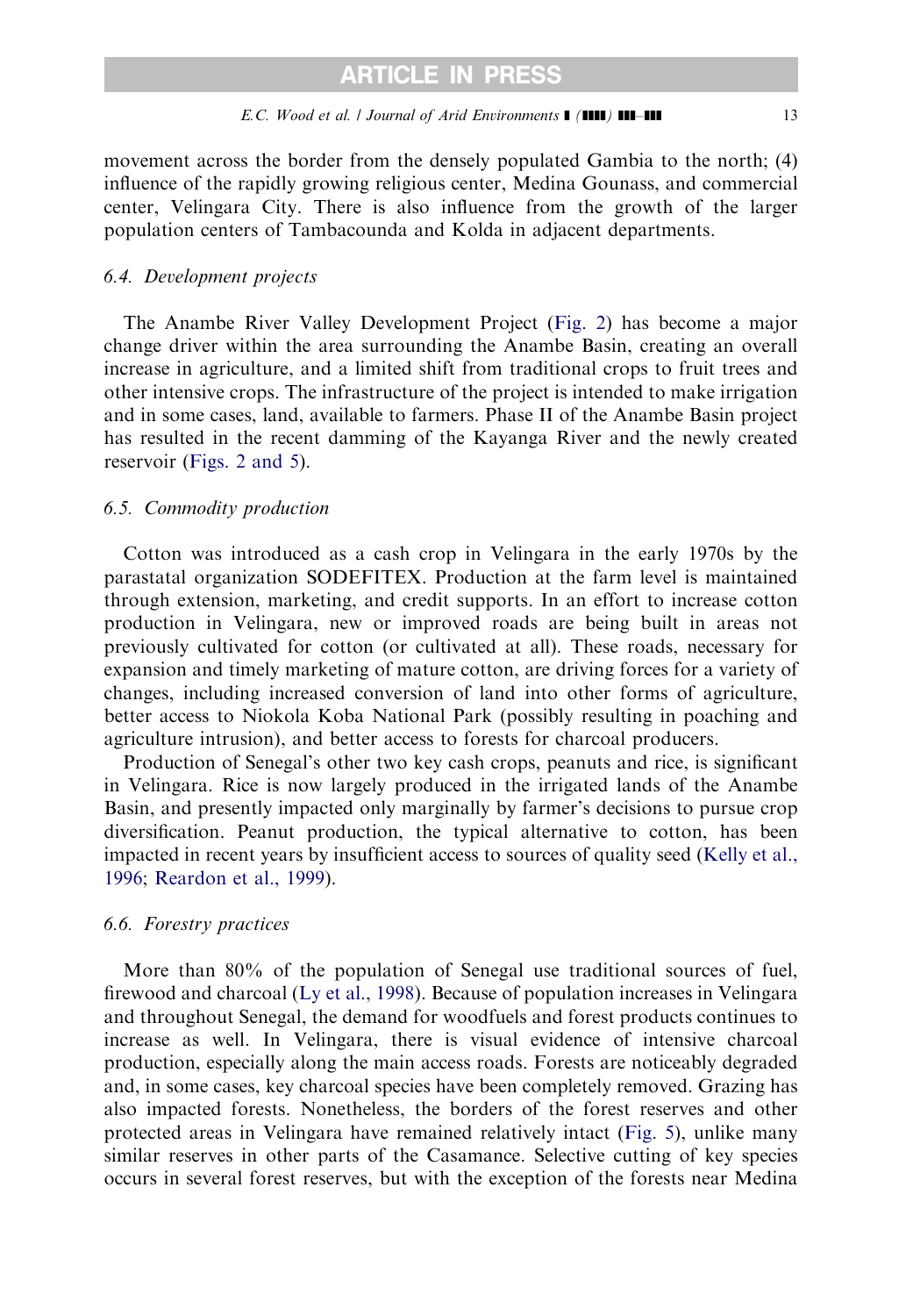movement across the border from the densely populated Gambia to the north; (4) influence of the rapidly growing religious center, Medina Gounass, and commercial center, Velingara City. There is also influence from the growth of the larger population centers of Tambacounda and Kolda in adjacent departments.

### 6.4. Development projects

The Anambe River Valley Development Project (Fig. 2) has become a major change driver within the area surrounding the Anambe Basin, creating an overall increase in agriculture, and a limited shift from traditional crops to fruit trees and other intensive crops. The infrastructure of the project is intended to make irrigation and in some cases, land, available to farmers. Phase II of the Anambe Basin project has resulted in the recent damming of the Kayanga River and the newly created reservoir (Figs. 2 and 5).

### 6.5. Commodity production

Cotton was introduced as a cash crop in Velingara in the early 1970s by the parastatal organization SODEFITEX. Production at the farm level is maintained through extension, marketing, and credit supports. In an effort to increase cotton production in Velingara, new or improved roads are being built in areas not previously cultivated for cotton (or cultivated at all). These roads, necessary for expansion and timely marketing of mature cotton, are driving forces for a variety of changes, including increased conversion of land into other forms of agriculture, better access to Niokola Koba National Park (possibly resulting in poaching and agriculture intrusion), and better access to forests for charcoal producers.

Production of Senegal's other two key cash crops, peanuts and rice, is significant in Velingara. Rice is now largely produced in the irrigated lands of the Anambe Basin, and presently impacted only marginally by farmer's decisions to pursue crop diversification. Peanut production, the typical alternative to cotton, has been impacted in recent years by insufficient access to sources of quality seed (Kelly et al., 1996; Reardon et al., 1999).

### 6.6. Forestry practices

More than 80% of the population of Senegal use traditional sources of fuel, firewood and charcoal (Ly et al., 1998). Because of population increases in Velingara and throughout Senegal, the demand for woodfuels and forest products continues to increase as well. In Velingara, there is visual evidence of intensive charcoal production, especially along the main access roads. Forests are noticeably degraded and, in some cases, key charcoal species have been completely removed. Grazing has also impacted forests. Nonetheless, the borders of the forest reserves and other protected areas in Velingara have remained relatively intact (Fig. 5), unlike many similar reserves in other parts of the Casamance. Selective cutting of key species occurs in several forest reserves, but with the exception of the forests near Medina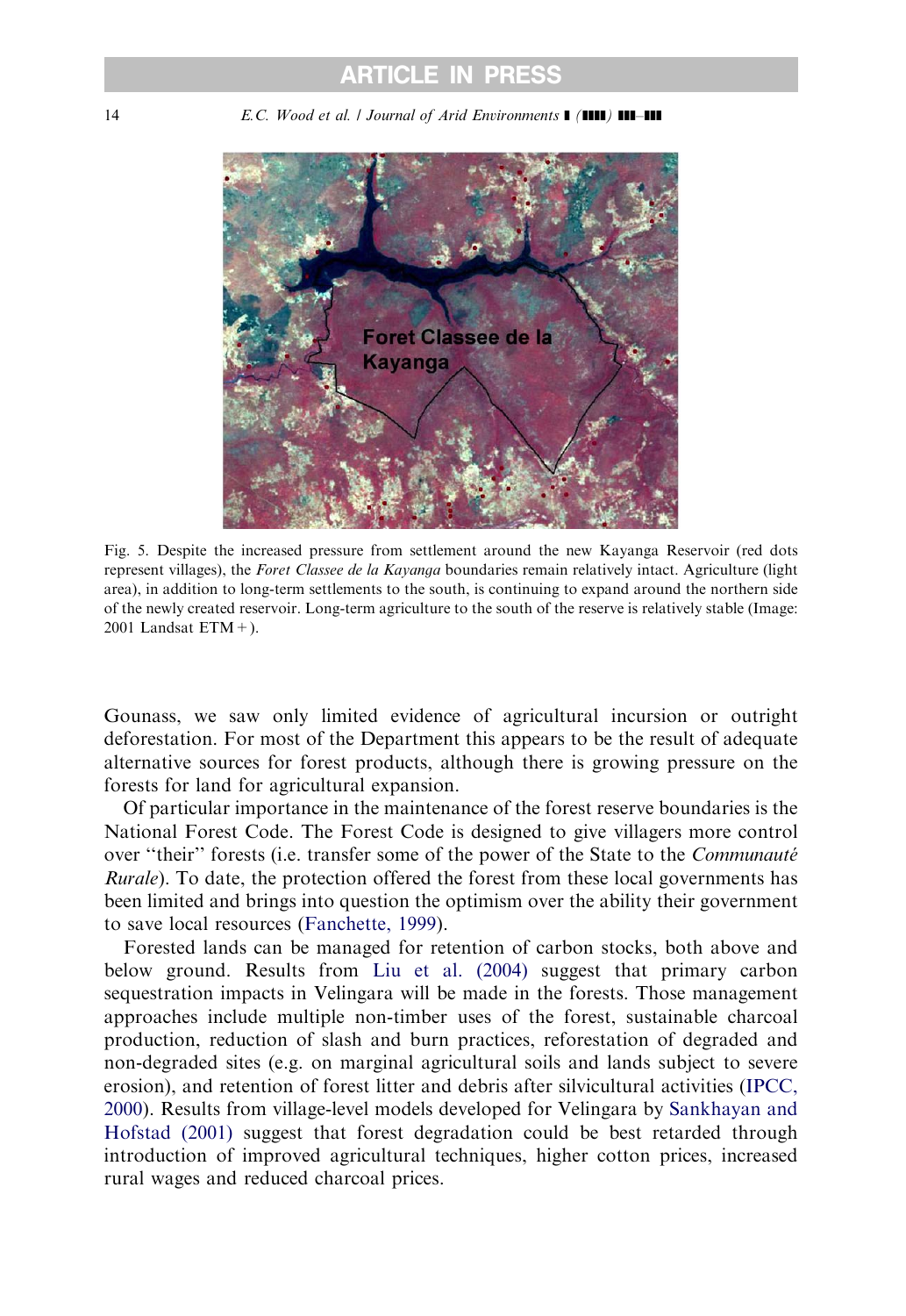Fig. 5. Despite the increased pressure from settlement around the new Kayanga Reservoir (red dots represent villages), the *Foret Classee de la Kayanga* boundaries remain relatively intact. Agriculture (light area), in addition to long-term settlements to the south, is continuing to expand around the northern side of the newly created reservoir. Long-term agriculture to the south of the reserve is relatively stable (Image: 2001 Landsat ETM+).

Gounass, we saw only limited evidence of agricultural incursion or outright deforestation. For most of the Department this appears to be the result of adequate alternative sources for forest products, although there is growing pressure on the forests for land for agricultural expansion.

Of particular importance in the maintenance of the forest reserve boundaries is the National Forest Code. The Forest Code is designed to give villagers more control over "their" forests (i.e. transfer some of the power of the State to the *Communauté Rurale*). To date, the protection offered the forest from these local governments has been limited and brings into question the optimism over the ability their government to save local resources (Fanchette, 1999).

Forested lands can be managed for retention of carbon stocks, both above and below ground. Results from Liu et al. (2004) suggest that primary carbon sequestration impacts in Velingara will be made in the forests. Those management approaches include multiple non-timber uses of the forest, sustainable charcoal production, reduction of slash and burn practices, reforestation of degraded and non-degraded sites (e.g. on marginal agricultural soils and lands subject to severe erosion), and retention of forest litter and debris after silvicultural activities (IPCC, 2000). Results from village-level models developed for Velingara by Sankhayan and Hofstad (2001) suggest that forest degradation could be best retarded through introduction of improved agricultural techniques, higher cotton prices, increased rural wages and reduced charcoal prices.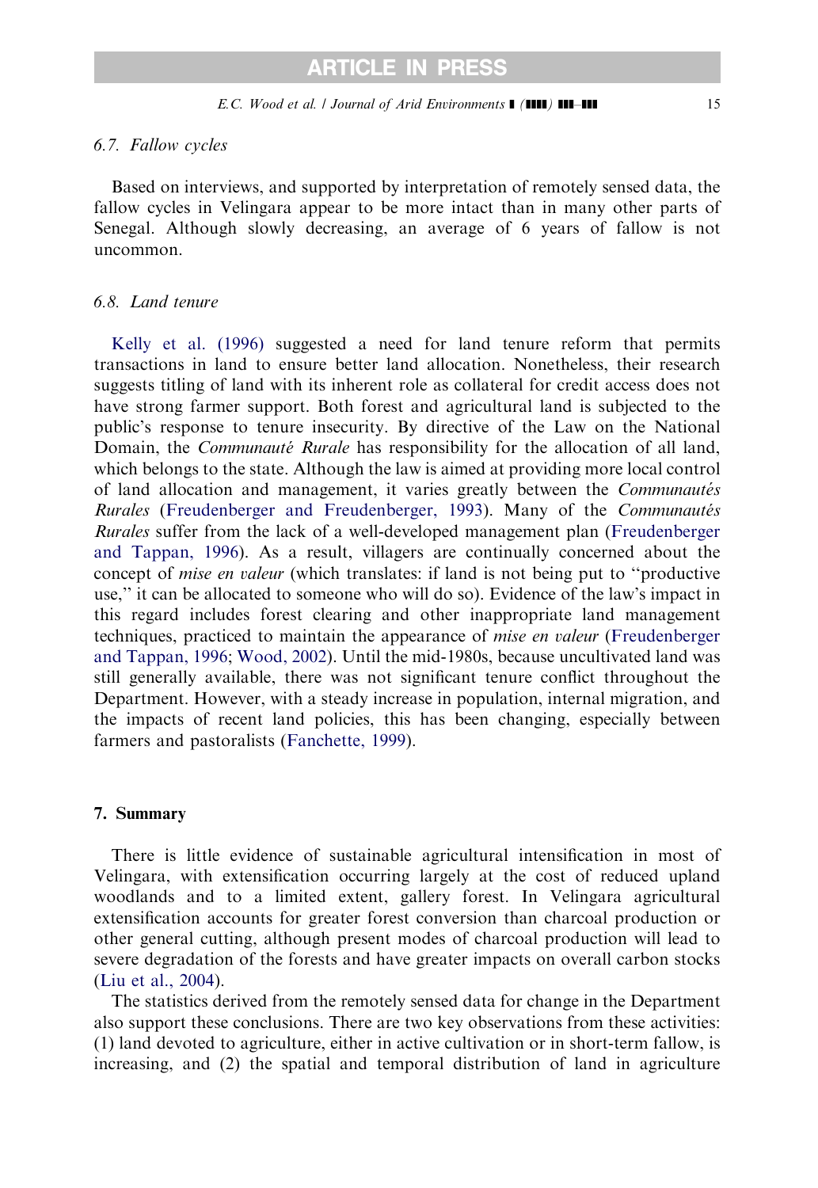### 6.7. Fallow cycles

Based on interviews, and supported by interpretation of remotely sensed data, the fallow cycles in Velingara appear to be more intact than in many other parts of Senegal. Although slowly decreasing, an average of 6 years of fallow is not uncommon.

### 6.8. Land tenure

Kelly et al. (1996) suggested a need for land tenure reform that permits transactions in land to ensure better land allocation. Nonetheless, their research suggests titling of land with its inherent role as collateral for credit access does not have strong farmer support. Both forest and agricultural land is subjected to the public's response to tenure insecurity. By directive of the Law on the National Domain, the *Communauté Rurale* has responsibility for the allocation of all land, which belongs to the state. Although the law is aimed at providing more local control of land allocation and management, it varies greatly between the *Communautés Rurales* (Freudenberger and Freudenberger, 1993). Many of the *Communautés Rurales* suffer from the lack of a well-developed management plan (Freudenberger and Tappan, 1996). As a result, villagers are continually concerned about the concept of *mise en valeur* (which translates: if land is not being put to "productive use," it can be allocated to someone who will do so). Evidence of the law's impact in this regard includes forest clearing and other inappropriate land management techniques, practiced to maintain the appearance of *mise en valeur* (Freudenberger and Tappan, 1996; Wood, 2002). Until the mid-1980s, because uncultivated land was still generally available, there was not significant tenure conflict throughout the Department. However, with a steady increase in population, internal migration, and the impacts of recent land policies, this has been changing, especially between farmers and pastoralists (Fanchette, 1999).

## 7. Summary

There is little evidence of sustainable agricultural intensification in most of Velingara, with extensification occurring largely at the cost of reduced upland woodlands and to a limited extent, gallery forest. In Velingara agricultural extensification accounts for greater forest conversion than charcoal production or other general cutting, although present modes of charcoal production will lead to severe degradation of the forests and have greater impacts on overall carbon stocks (Liu et al., 2004).

The statistics derived from the remotely sensed data for change in the Department also support these conclusions. There are two key observations from these activities: (1) land devoted to agriculture, either in active cultivation or in short-term fallow, is increasing, and (2) the spatial and temporal distribution of land in agriculture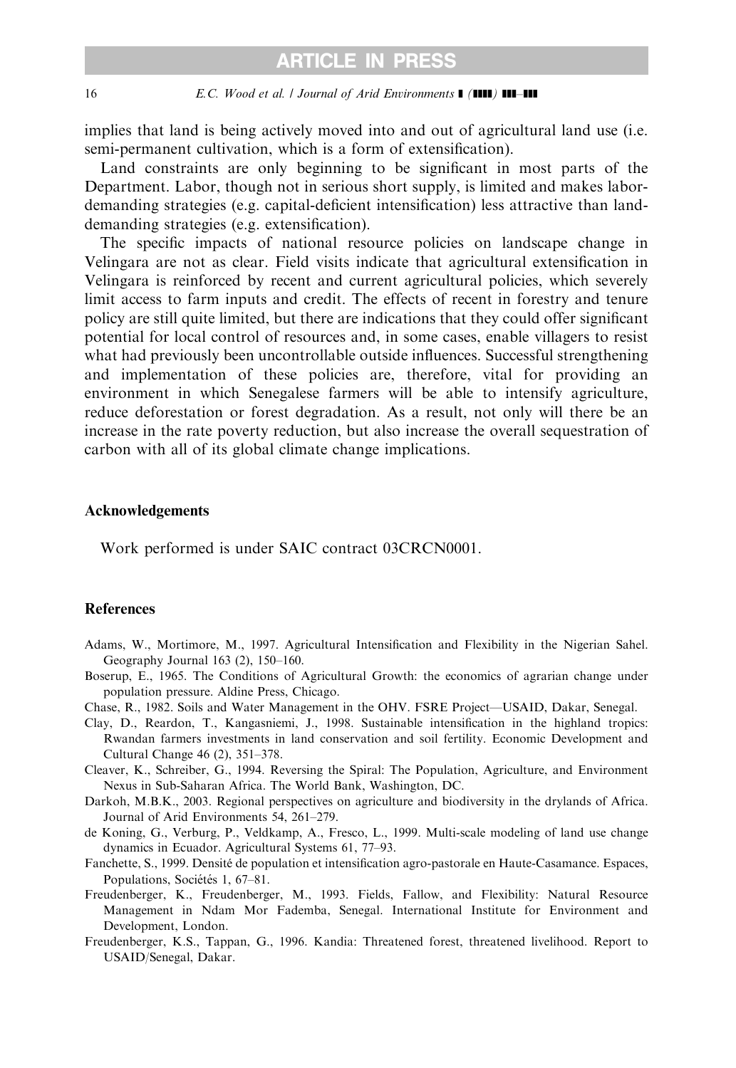implies that land is being actively moved into and out of agricultural land use (i.e. semi-permanent cultivation, which is a form of extensification).

Land constraints are only beginning to be significant in most parts of the Department. Labor, though not in serious short supply, is limited and makes labor-demanding strategies (e.g. capital-deficient intensification) less attractive than land-demanding strategies (e.g. extensification).

The specific impacts of national resource policies on landscape change in Velingara are not as clear. Field visits indicate that agricultural extensification in Velingara is reinforced by recent and current agricultural policies, which severely limit access to farm inputs and credit. The effects of recent in forestry and tenure policy are still quite limited, but there are indications that they could offer significant potential for local control of resources and, in some cases, enable villagers to resist what had previously been uncontrollable outside influences. Successful strengthening and implementation of these policies are, therefore, vital for providing an environment in which Senegalese farmers will be able to intensify agriculture, reduce deforestation or forest degradation. As a result, not only will there be an increase in the rate poverty reduction, but also increase the overall sequestration of carbon with all of its global climate change implications.

## Acknowledgements

Work performed is under SAIC contract 03CRCN0001.

## References

Adams, W., Mortimore, M., 1997. Agricultural Intensification and Flexibility in the Nigerian Sahel. Geography Journal 163 (2), 150–160.

Boserup, E., 1965. The Conditions of Agricultural Growth: the economics of agrarian change under population pressure. Aldine Press, Chicago.

Chase, R., 1982. Soils and Water Management in the OHV. FSRE Project—USAID, Dakar, Senegal.

Clay, D., Reardon, T., Kangasniemi, J., 1998. Sustainable intensification in the highland tropics: Rwandan farmers investments in land conservation and soil fertility. Economic Development and Cultural Change 46 (2), 351–378.

Cleaver, K., Schreiber, G., 1994. Reversing the Spiral: The Population, Agriculture, and Environment Nexus in Sub-Saharan Africa. The World Bank, Washington, DC.

Darkoh, M.B.K., 2003. Regional perspectives on agriculture and biodiversity in the drylands of Africa. Journal of Arid Environments 54, 261–279.

de Koning, G., Verburg, P., Veldkamp, A., Fresco, L., 1999. Multi-scale modeling of land use change dynamics in Ecuador. Agricultural Systems 61, 77–93.

Fanchette, S., 1999. Densité de population et intensification agro-pastorale en Haute-Casamance. Espaces, Populations, Sociétés 1, 67–81.

Freudenberger, K., Freudenberger, M., 1993. Fields, Fallow, and Flexibility: Natural Resource Management in Ndam Mor Fademba, Senegal. International Institute for Environment and Development, London.

Freudenberger, K.S., Tappan, G., 1996. Kandia: Threatened forest, threatened livelihood. Report to USAID/Senegal, Dakar.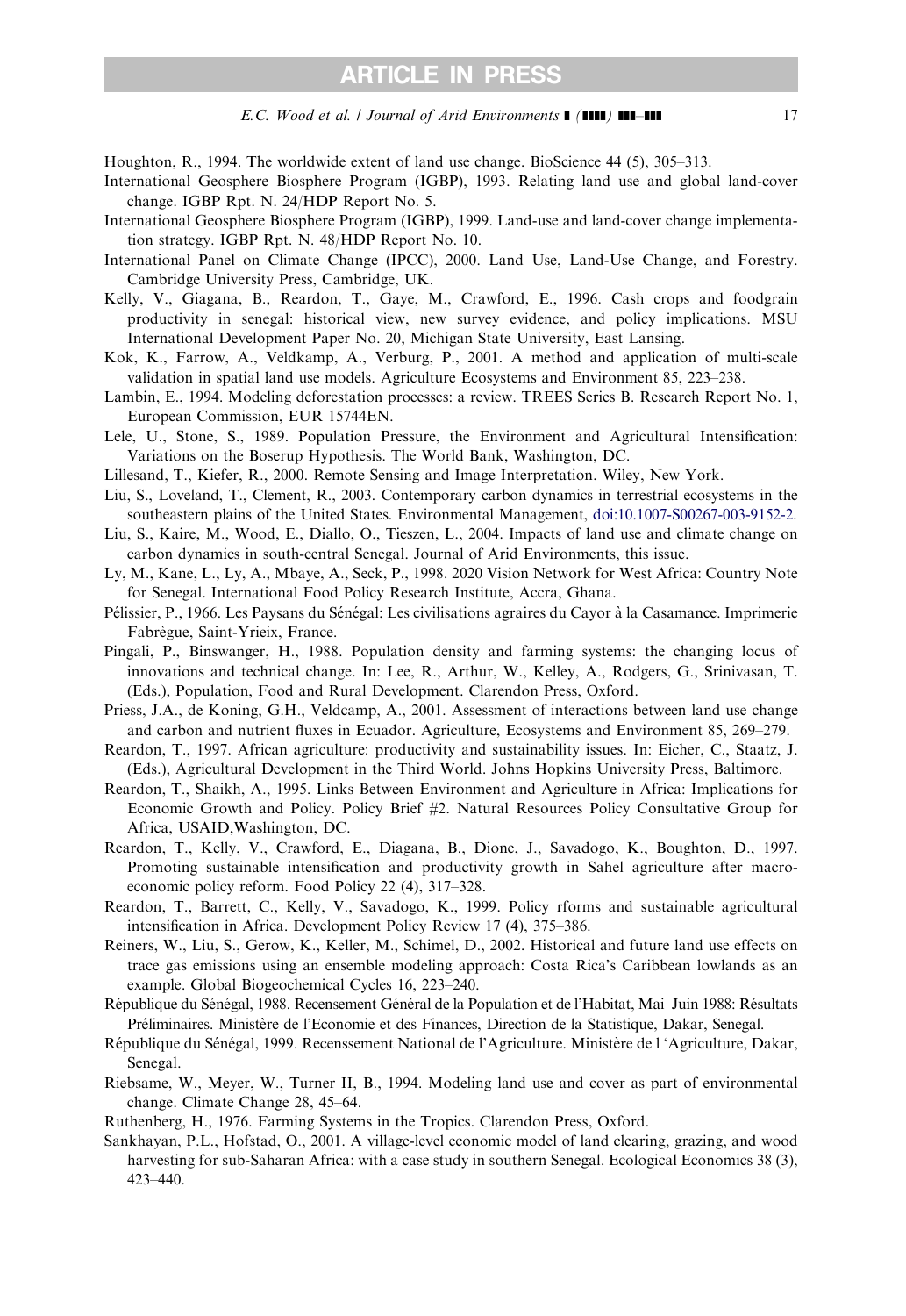Houghton, R., 1994. The worldwide extent of land use change. BioScience 44 (5), 305–313.

International Geosphere Biosphere Program (IGBP), 1993. Relating land use and global land-cover change. IGBP Rpt. N. 24/HDP Report No. 5.

International Geosphere Biosphere Program (IGBP), 1999. Land-use and land-cover change implementation strategy. IGBP Rpt. N. 48/HDP Report No. 10.

International Panel on Climate Change (IPCC), 2000. Land Use, Land-Use Change, and Forestry. Cambridge University Press, Cambridge, UK.

Kelly, V., Giagana, B., Reardon, T., Gaye, M., Crawford, E., 1996. Cash crops and foodgrain productivity in senegal: historical view, new survey evidence, and policy implications. MSU International Development Paper No. 20, Michigan State University, East Lansing.

Kok, K., Farrow, A., Veldkamp, A., Verburg, P., 2001. A method and application of multi-scale validation in spatial land use models. Agriculture Ecosystems and Environment 85, 223–238.

Lambin, E., 1994. Modeling deforestation processes: a review. TREES Series B. Research Report No. 1, European Commission, EUR 15744EN.

Lele, U., Stone, S., 1989. Population Pressure, the Environment and Agricultural Intensification: Variations on the Boserup Hypothesis. The World Bank, Washington, DC.

Lillesand, T., Kiefer, R., 2000. Remote Sensing and Image Interpretation. Wiley, New York.

Liu, S., Loveland, T., Clement, R., 2003. Contemporary carbon dynamics in terrestrial ecosystems in the southeastern plains of the United States. Environmental Management, doi:10.1007-S00267-003-9152-2.

Liu, S., Kaire, M., Wood, E., Diallo, O., Tieszen, L., 2004. Impacts of land use and climate change on carbon dynamics in south-central Senegal. Journal of Arid Environments, this issue.

Ly, M., Kane, L., Ly, A., Mbaye, A., Seck, P., 1998. 2020 Vision Network for West Africa: Country Note for Senegal. International Food Policy Research Institute, Accra, Ghana.

Pélissier, P., 1966. Les Paysans du Sénégal: Les civilisations agraires du Cayor à la Casamance. Imprimerie Fabrègue, Saint-Yrieix, France.

Pingali, P., Binswanger, H., 1988. Population density and farming systems: the changing locus of innovations and technical change. In: Lee, R., Arthur, W., Kelley, A., Rodgers, G., Srinivasan, T. (Eds.), Population, Food and Rural Development. Clarendon Press, Oxford.

Priess, J.A., de Koning, G.H., Veldcamp, A., 2001. Assessment of interactions between land use change and carbon and nutrient fluxes in Ecuador. Agriculture, Ecosystems and Environment 85, 269–279.

Reardon, T., 1997. African agriculture: productivity and sustainability issues. In: Eicher, C., Staatz, J. (Eds.), Agricultural Development in the Third World. Johns Hopkins University Press, Baltimore.

Reardon, T., Shaikh, A., 1995. Links Between Environment and Agriculture in Africa: Implications for Economic Growth and Policy. Policy Brief #2. Natural Resources Policy Consultative Group for Africa, USAID,Washington, DC.

Reardon, T., Kelly, V., Crawford, E., Diagana, B., Dione, J., Savadogo, K., Boughton, D., 1997. Promoting sustainable intensification and productivity growth in Sahel agriculture after macroeconomic policy reform. Food Policy 22 (4), 317–328.

Reardon, T., Barrett, C., Kelly, V., Savadogo, K., 1999. Policy rforms and sustainable agricultural intensification in Africa. Development Policy Review 17 (4), 375–386.

Reiners, W., Liu, S., Gerow, K., Keller, M., Schimel, D., 2002. Historical and future land use effects on trace gas emissions using an ensemble modeling approach: Costa Rica's Caribbean lowlands as an example. Global Biogeochemical Cycles 16, 223–240.

République du Sénégal, 1988. Recensement Général de la Population et de l'Habitat, Mai–Juin 1988: Résultats Préliminaires. Ministère de l'Economie et des Finances, Direction de la Statistique, Dakar, Senegal.

République du Sénégal, 1999. Recenssement National de l'Agriculture. Ministère de l 'Agriculture, Dakar, Senegal.

Riebsame, W., Meyer, W., Turner II, B., 1994. Modeling land use and cover as part of environmental change. Climate Change 28, 45–64.

Ruthenberg, H., 1976. Farming Systems in the Tropics. Clarendon Press, Oxford.

Sankhayan, P.L., Hofstad, O., 2001. A village-level economic model of land clearing, grazing, and wood harvesting for sub-Saharan Africa: with a case study in southern Senegal. Ecological Economics 38 (3), 423–440.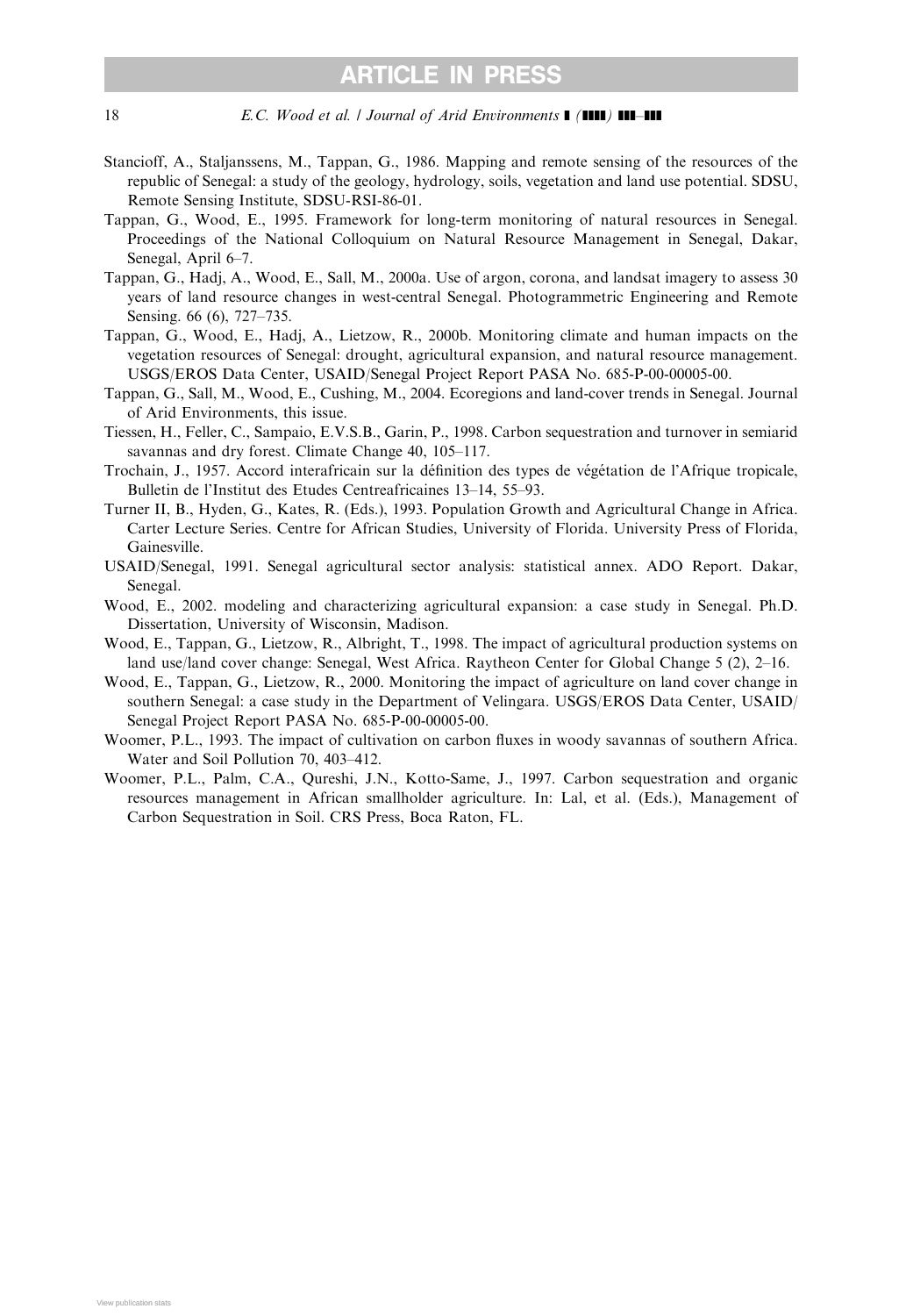Stancioff, A., Staljanssens, M., Tappan, G., 1986. Mapping and remote sensing of the resources of the republic of Senegal: a study of the geology, hydrology, soils, vegetation and land use potential. SDSU, Remote Sensing Institute, SDSU-RSI-86-01.

Tappan, G., Wood, E., 1995. Framework for long-term monitoring of natural resources in Senegal. Proceedings of the National Colloquium on Natural Resource Management in Senegal, Dakar, Senegal, April 6–7.

Tappan, G., Hadj, A., Wood, E., Sall, M., 2000a. Use of argon, corona, and landsat imagery to assess 30 years of land resource changes in west-central Senegal. Photogrammetric Engineering and Remote Sensing. 66 (6), 727–735.

Tappan, G., Wood, E., Hadj, A., Lietzow, R., 2000b. Monitoring climate and human impacts on the vegetation resources of Senegal: drought, agricultural expansion, and natural resource management. USGS/EROS Data Center, USAID/Senegal Project Report PASA No. 685-P-00-00005-00.

Tappan, G., Sall, M., Wood, E., Cushing, M., 2004. Ecoregions and land-cover trends in Senegal. Journal of Arid Environments, this issue.

Tiessen, H., Feller, C., Sampaio, E.V.S.B., Garin, P., 1998. Carbon sequestration and turnover in semiarid savannas and dry forest. Climate Change 40, 105–117.

Trochain, J., 1957. Accord interafricain sur la définition des types de végétation de l'Afrique tropicale, Bulletin de l'Institut des Etudes Centreafricaines 13–14, 55–93.

Turner II, B., Hyden, G., Kates, R. (Eds.), 1993. Population Growth and Agricultural Change in Africa. Carter Lecture Series. Centre for African Studies, University of Florida. University Press of Florida, Gainesville.

USAID/Senegal, 1991. Senegal agricultural sector analysis: statistical annex. ADO Report. Dakar, Senegal.

Wood, E., 2002. modeling and characterizing agricultural expansion: a case study in Senegal. Ph.D. Dissertation, University of Wisconsin, Madison.

Wood, E., Tappan, G., Lietzow, R., Albright, T., 1998. The impact of agricultural production systems on land use/land cover change: Senegal, West Africa. Raytheon Center for Global Change 5 (2), 2–16.

Wood, E., Tappan, G., Lietzow, R., 2000. Monitoring the impact of agriculture on land cover change in southern Senegal: a case study in the Department of Velingara. USGS/EROS Data Center, USAID/Senegal Project Report PASA No. 685-P-00-00005-00.

Woomer, P.L., 1993. The impact of cultivation on carbon fluxes in woody savannas of southern Africa. Water and Soil Pollution 70, 403–412.

Woomer, P.L., Palm, C.A., Qureshi, J.N., Kotto-Same, J., 1997. Carbon sequestration and organic resources management in African smallholder agriculture. In: Lal, et al. (Eds.), Management of Carbon Sequestration in Soil. CRS Press, Boca Raton, FL.